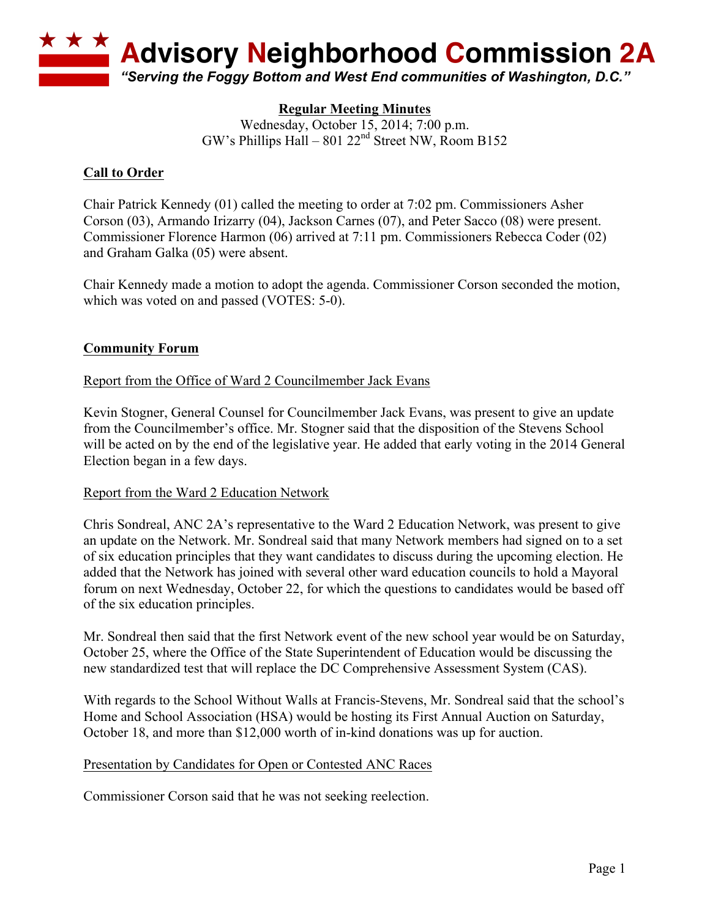# Advisory Neighborhood Commission 2A

*"Serving the Foggy Bottom and West End communities of Washington, D.C."*

**Regular Meeting Minutes**
Wednesday, October 15, 2014; 7:00 p.m.
GW's Phillips Hall – 801 22nd Street NW, Room B152

## Call to Order

Chair Patrick Kennedy (01) called the meeting to order at 7:02 pm. Commissioners Asher Corson (03), Armando Irizarry (04), Jackson Carnes (07), and Peter Sacco (08) were present. Commissioner Florence Harmon (06) arrived at 7:11 pm. Commissioners Rebecca Coder (02) and Graham Galka (05) were absent.

Chair Kennedy made a motion to adopt the agenda. Commissioner Corson seconded the motion, which was voted on and passed (VOTES: 5-0).

## Community Forum

### Report from the Office of Ward 2 Councilmember Jack Evans

Kevin Stogner, General Counsel for Councilmember Jack Evans, was present to give an update from the Councilmember's office. Mr. Stogner said that the disposition of the Stevens School will be acted on by the end of the legislative year. He added that early voting in the 2014 General Election began in a few days.

### Report from the Ward 2 Education Network

Chris Sondreal, ANC 2A's representative to the Ward 2 Education Network, was present to give an update on the Network. Mr. Sondreal said that many Network members had signed on to a set of six education principles that they want candidates to discuss during the upcoming election. He added that the Network has joined with several other ward education councils to hold a Mayoral forum on next Wednesday, October 22, for which the questions to candidates would be based off of the six education principles.

Mr. Sondreal then said that the first Network event of the new school year would be on Saturday, October 25, where the Office of the State Superintendent of Education would be discussing the new standardized test that will replace the DC Comprehensive Assessment System (CAS).

With regards to the School Without Walls at Francis-Stevens, Mr. Sondreal said that the school's Home and School Association (HSA) would be hosting its First Annual Auction on Saturday, October 18, and more than $12,000 worth of in-kind donations was up for auction.

### Presentation by Candidates for Open or Contested ANC Races

Commissioner Corson said that he was not seeking reelection.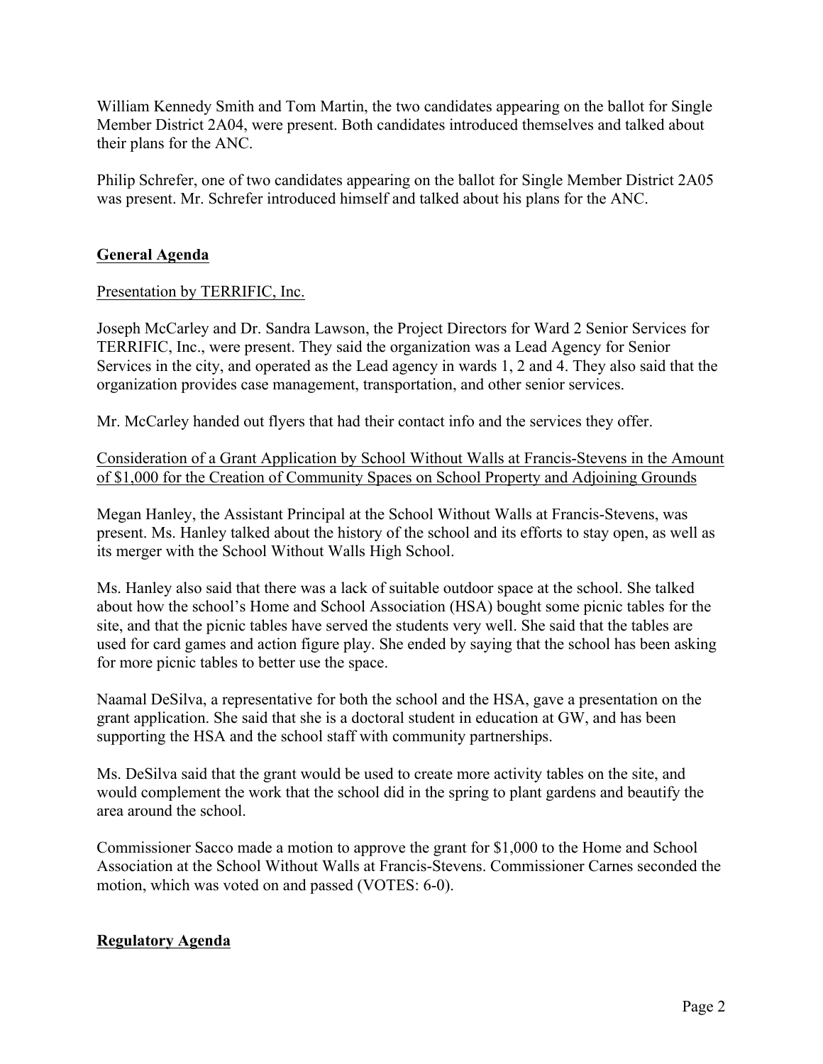William Kennedy Smith and Tom Martin, the two candidates appearing on the ballot for Single Member District 2A04, were present. Both candidates introduced themselves and talked about their plans for the ANC.

Philip Schrefer, one of two candidates appearing on the ballot for Single Member District 2A05 was present. Mr. Schrefer introduced himself and talked about his plans for the ANC.

## General Agenda

Presentation by TERRIFIC, Inc.

Joseph McCarley and Dr. Sandra Lawson, the Project Directors for Ward 2 Senior Services for TERRIFIC, Inc., were present. They said the organization was a Lead Agency for Senior Services in the city, and operated as the Lead agency in wards 1, 2 and 4. They also said that the organization provides case management, transportation, and other senior services.

Mr. McCarley handed out flyers that had their contact info and the services they offer.

Consideration of a Grant Application by School Without Walls at Francis-Stevens in the Amount of $1,000 for the Creation of Community Spaces on School Property and Adjoining Grounds

Megan Hanley, the Assistant Principal at the School Without Walls at Francis-Stevens, was present. Ms. Hanley talked about the history of the school and its efforts to stay open, as well as its merger with the School Without Walls High School.

Ms. Hanley also said that there was a lack of suitable outdoor space at the school. She talked about how the school's Home and School Association (HSA) bought some picnic tables for the site, and that the picnic tables have served the students very well. She said that the tables are used for card games and action figure play. She ended by saying that the school has been asking for more picnic tables to better use the space.

Naamal DeSilva, a representative for both the school and the HSA, gave a presentation on the grant application. She said that she is a doctoral student in education at GW, and has been supporting the HSA and the school staff with community partnerships.

Ms. DeSilva said that the grant would be used to create more activity tables on the site, and would complement the work that the school did in the spring to plant gardens and beautify the area around the school.

Commissioner Sacco made a motion to approve the grant for $1,000 to the Home and School Association at the School Without Walls at Francis-Stevens. Commissioner Carnes seconded the motion, which was voted on and passed (VOTES: 6-0).

## Regulatory Agenda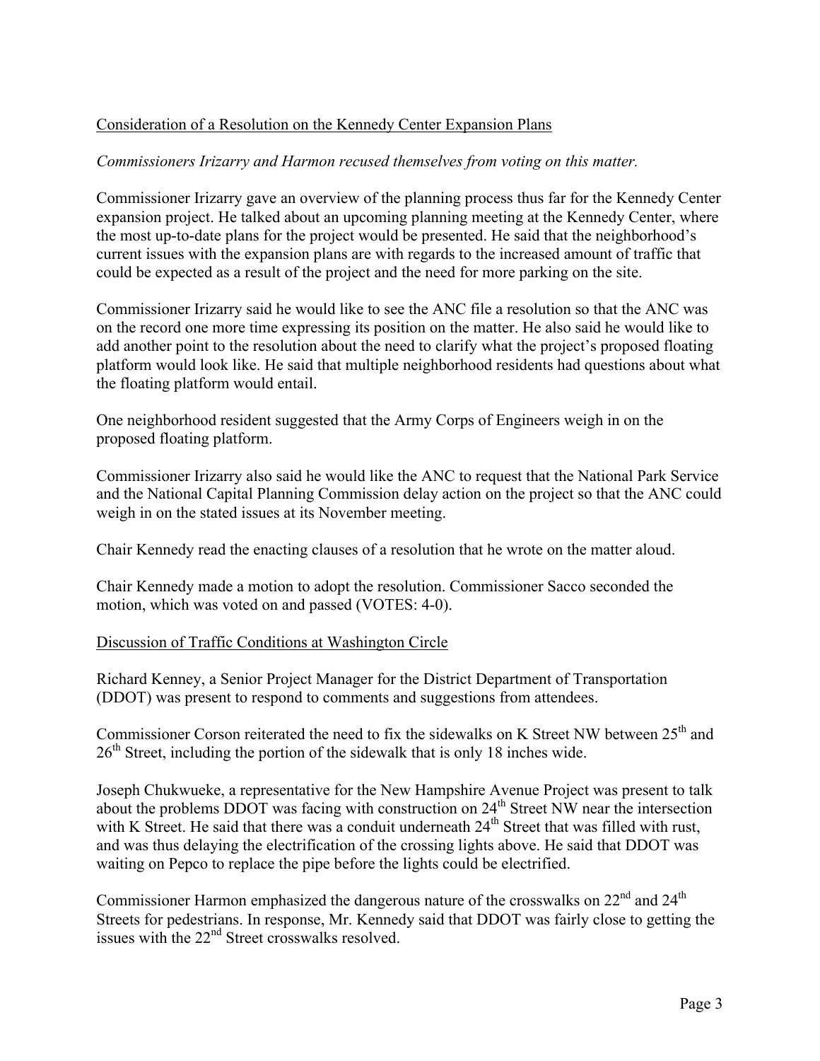<u>Consideration of a Resolution on the Kennedy Center Expansion Plans</u>

*Commissioners Irizarry and Harmon recused themselves from voting on this matter.*

Commissioner Irizarry gave an overview of the planning process thus far for the Kennedy Center expansion project. He talked about an upcoming planning meeting at the Kennedy Center, where the most up-to-date plans for the project would be presented. He said that the neighborhood's current issues with the expansion plans are with regards to the increased amount of traffic that could be expected as a result of the project and the need for more parking on the site.

Commissioner Irizarry said he would like to see the ANC file a resolution so that the ANC was on the record one more time expressing its position on the matter. He also said he would like to add another point to the resolution about the need to clarify what the project's proposed floating platform would look like. He said that multiple neighborhood residents had questions about what the floating platform would entail.

One neighborhood resident suggested that the Army Corps of Engineers weigh in on the proposed floating platform.

Commissioner Irizarry also said he would like the ANC to request that the National Park Service and the National Capital Planning Commission delay action on the project so that the ANC could weigh in on the stated issues at its November meeting.

Chair Kennedy read the enacting clauses of a resolution that he wrote on the matter aloud.

Chair Kennedy made a motion to adopt the resolution. Commissioner Sacco seconded the motion, which was voted on and passed (VOTES: 4-0).

<u>Discussion of Traffic Conditions at Washington Circle</u>

Richard Kenney, a Senior Project Manager for the District Department of Transportation (DDOT) was present to respond to comments and suggestions from attendees.

Commissioner Corson reiterated the need to fix the sidewalks on K Street NW between 25th and 26th Street, including the portion of the sidewalk that is only 18 inches wide.

Joseph Chukwueke, a representative for the New Hampshire Avenue Project was present to talk about the problems DDOT was facing with construction on 24th Street NW near the intersection with K Street. He said that there was a conduit underneath 24th Street that was filled with rust, and was thus delaying the electrification of the crossing lights above. He said that DDOT was waiting on Pepco to replace the pipe before the lights could be electrified.

Commissioner Harmon emphasized the dangerous nature of the crosswalks on 22nd and 24th Streets for pedestrians. In response, Mr. Kennedy said that DDOT was fairly close to getting the issues with the 22nd Street crosswalks resolved.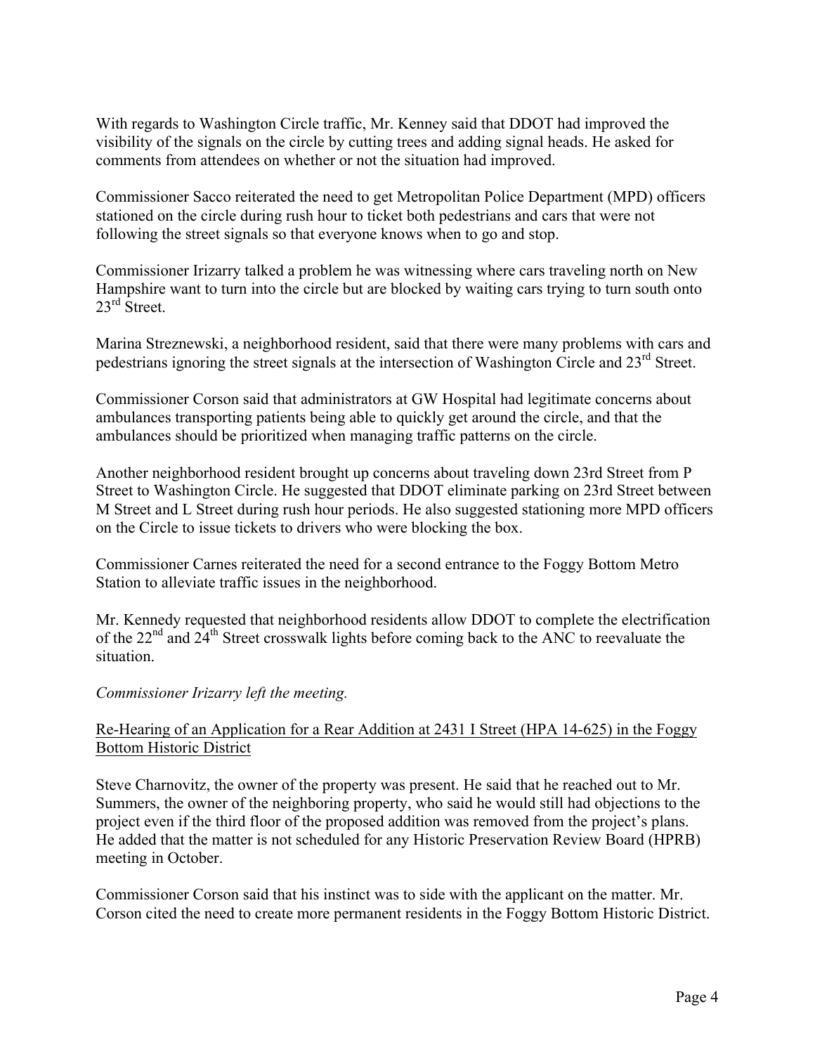With regards to Washington Circle traffic, Mr. Kenney said that DDOT had improved the visibility of the signals on the circle by cutting trees and adding signal heads. He asked for comments from attendees on whether or not the situation had improved.

Commissioner Sacco reiterated the need to get Metropolitan Police Department (MPD) officers stationed on the circle during rush hour to ticket both pedestrians and cars that were not following the street signals so that everyone knows when to go and stop.

Commissioner Irizarry talked a problem he was witnessing where cars traveling north on New Hampshire want to turn into the circle but are blocked by waiting cars trying to turn south onto 23rd Street.

Marina Streznewski, a neighborhood resident, said that there were many problems with cars and pedestrians ignoring the street signals at the intersection of Washington Circle and 23rd Street.

Commissioner Corson said that administrators at GW Hospital had legitimate concerns about ambulances transporting patients being able to quickly get around the circle, and that the ambulances should be prioritized when managing traffic patterns on the circle.

Another neighborhood resident brought up concerns about traveling down 23rd Street from P Street to Washington Circle. He suggested that DDOT eliminate parking on 23rd Street between M Street and L Street during rush hour periods. He also suggested stationing more MPD officers on the Circle to issue tickets to drivers who were blocking the box.

Commissioner Carnes reiterated the need for a second entrance to the Foggy Bottom Metro Station to alleviate traffic issues in the neighborhood.

Mr. Kennedy requested that neighborhood residents allow DDOT to complete the electrification of the 22nd and 24th Street crosswalk lights before coming back to the ANC to reevaluate the situation.

*Commissioner Irizarry left the meeting.*

<u>Re-Hearing of an Application for a Rear Addition at 2431 I Street (HPA 14-625) in the Foggy Bottom Historic District</u>

Steve Charnovitz, the owner of the property was present. He said that he reached out to Mr. Summers, the owner of the neighboring property, who said he would still had objections to the project even if the third floor of the proposed addition was removed from the project's plans. He added that the matter is not scheduled for any Historic Preservation Review Board (HPRB) meeting in October.

Commissioner Corson said that his instinct was to side with the applicant on the matter. Mr. Corson cited the need to create more permanent residents in the Foggy Bottom Historic District.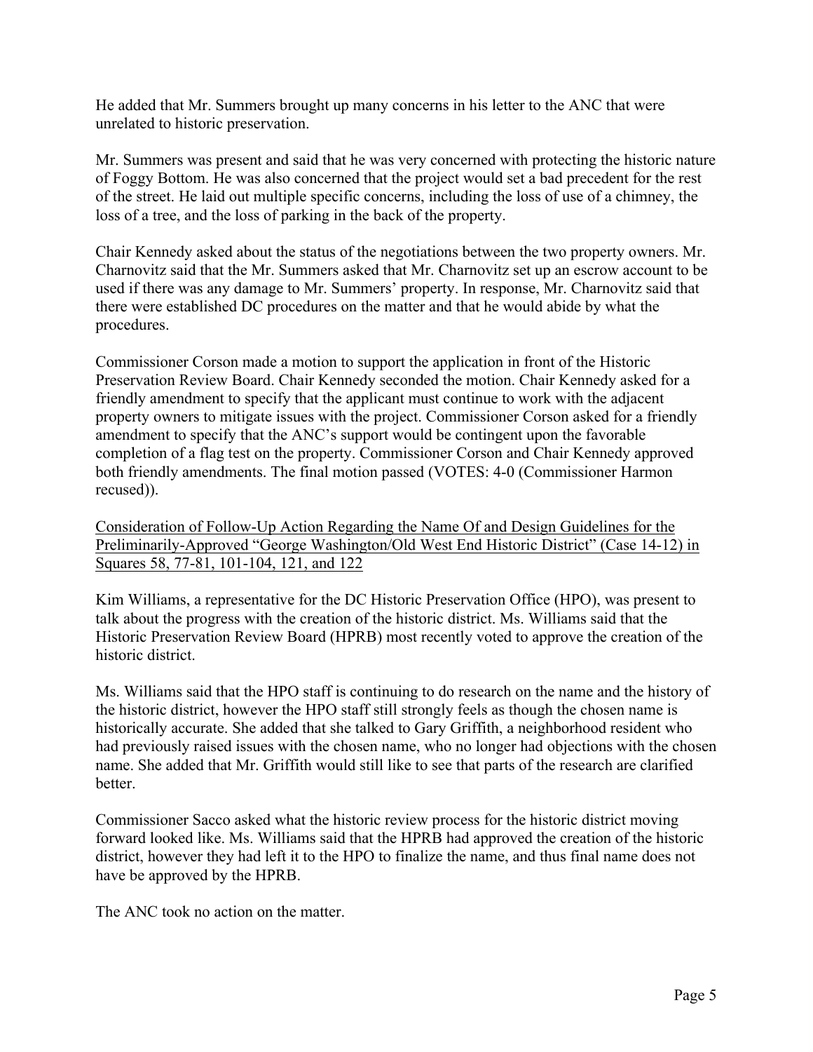He added that Mr. Summers brought up many concerns in his letter to the ANC that were unrelated to historic preservation.

Mr. Summers was present and said that he was very concerned with protecting the historic nature of Foggy Bottom. He was also concerned that the project would set a bad precedent for the rest of the street. He laid out multiple specific concerns, including the loss of use of a chimney, the loss of a tree, and the loss of parking in the back of the property.

Chair Kennedy asked about the status of the negotiations between the two property owners. Mr. Charnovitz said that the Mr. Summers asked that Mr. Charnovitz set up an escrow account to be used if there was any damage to Mr. Summers' property. In response, Mr. Charnovitz said that there were established DC procedures on the matter and that he would abide by what the procedures.

Commissioner Corson made a motion to support the application in front of the Historic Preservation Review Board. Chair Kennedy seconded the motion. Chair Kennedy asked for a friendly amendment to specify that the applicant must continue to work with the adjacent property owners to mitigate issues with the project. Commissioner Corson asked for a friendly amendment to specify that the ANC's support would be contingent upon the favorable completion of a flag test on the property. Commissioner Corson and Chair Kennedy approved both friendly amendments. The final motion passed (VOTES: 4-0 (Commissioner Harmon recused)).

<u>Consideration of Follow-Up Action Regarding the Name Of and Design Guidelines for the Preliminarily-Approved "George Washington/Old West End Historic District" (Case 14-12) in Squares 58, 77-81, 101-104, 121, and 122</u>

Kim Williams, a representative for the DC Historic Preservation Office (HPO), was present to talk about the progress with the creation of the historic district. Ms. Williams said that the Historic Preservation Review Board (HPRB) most recently voted to approve the creation of the historic district.

Ms. Williams said that the HPO staff is continuing to do research on the name and the history of the historic district, however the HPO staff still strongly feels as though the chosen name is historically accurate. She added that she talked to Gary Griffith, a neighborhood resident who had previously raised issues with the chosen name, who no longer had objections with the chosen name. She added that Mr. Griffith would still like to see that parts of the research are clarified better.

Commissioner Sacco asked what the historic review process for the historic district moving forward looked like. Ms. Williams said that the HPRB had approved the creation of the historic district, however they had left it to the HPO to finalize the name, and thus final name does not have be approved by the HPRB.

The ANC took no action on the matter.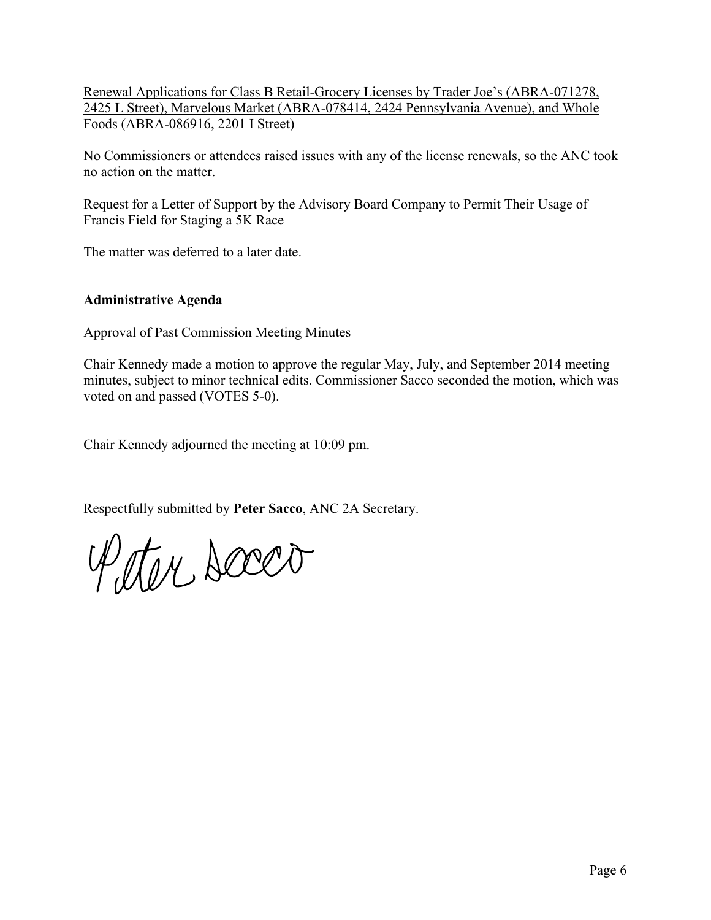Renewal Applications for Class B Retail-Grocery Licenses by Trader Joe's (ABRA-071278, 2425 L Street), Marvelous Market (ABRA-078414, 2424 Pennsylvania Avenue), and Whole Foods (ABRA-086916, 2201 I Street)

No Commissioners or attendees raised issues with any of the license renewals, so the ANC took no action on the matter.

Request for a Letter of Support by the Advisory Board Company to Permit Their Usage of Francis Field for Staging a 5K Race

The matter was deferred to a later date.

**Administrative Agenda**

Approval of Past Commission Meeting Minutes

Chair Kennedy made a motion to approve the regular May, July, and September 2014 meeting minutes, subject to minor technical edits. Commissioner Sacco seconded the motion, which was voted on and passed (VOTES 5-0).

Chair Kennedy adjourned the meeting at 10:09 pm.

Respectfully submitted by **Peter Sacco**, ANC 2A Secretary.

Peter Sacco